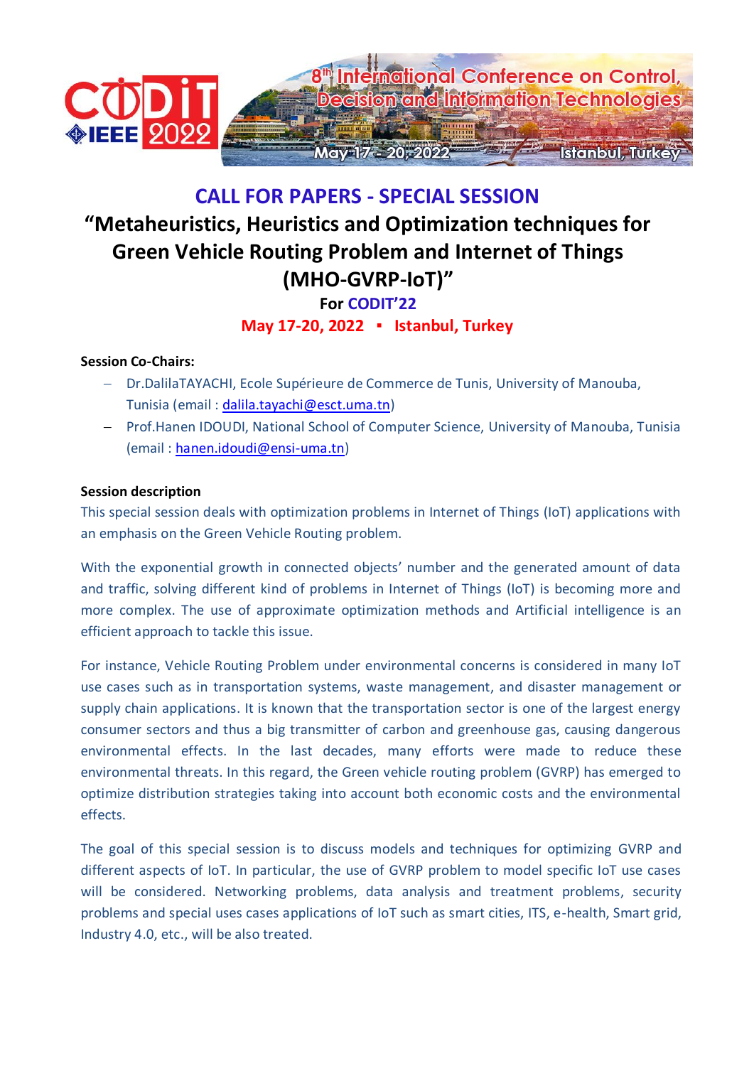CODIT IEEE 2022

8th International Conference on Control, Decision and Information Technologies

May 17 - 20, 2022 Istanbul, Turkey

# CALL FOR PAPERS - SPECIAL SESSION

## "Metaheuristics, Heuristics and Optimization techniques for Green Vehicle Routing Problem and Internet of Things (MHO-GVRP-IoT)"

**For CODIT'22**

**May 17-20, 2022 ▪ Istanbul, Turkey**

**Session Co-Chairs:**

- Dr.DalilaTAYACHI, Ecole Supérieure de Commerce de Tunis, University of Manouba, Tunisia (email : dalila.tayachi@esct.uma.tn)
- Prof.Hanen IDOUDI, National School of Computer Science, University of Manouba, Tunisia (email : hanen.idoudi@ensi-uma.tn)

**Session description**

This special session deals with optimization problems in Internet of Things (IoT) applications with an emphasis on the Green Vehicle Routing problem.

With the exponential growth in connected objects' number and the generated amount of data and traffic, solving different kind of problems in Internet of Things (IoT) is becoming more and more complex. The use of approximate optimization methods and Artificial intelligence is an efficient approach to tackle this issue.

For instance, Vehicle Routing Problem under environmental concerns is considered in many IoT use cases such as in transportation systems, waste management, and disaster management or supply chain applications. It is known that the transportation sector is one of the largest energy consumer sectors and thus a big transmitter of carbon and greenhouse gas, causing dangerous environmental effects. In the last decades, many efforts were made to reduce these environmental threats. In this regard, the Green vehicle routing problem (GVRP) has emerged to optimize distribution strategies taking into account both economic costs and the environmental effects.

The goal of this special session is to discuss models and techniques for optimizing GVRP and different aspects of IoT. In particular, the use of GVRP problem to model specific IoT use cases will be considered. Networking problems, data analysis and treatment problems, security problems and special uses cases applications of IoT such as smart cities, ITS, e-health, Smart grid, Industry 4.0, etc., will be also treated.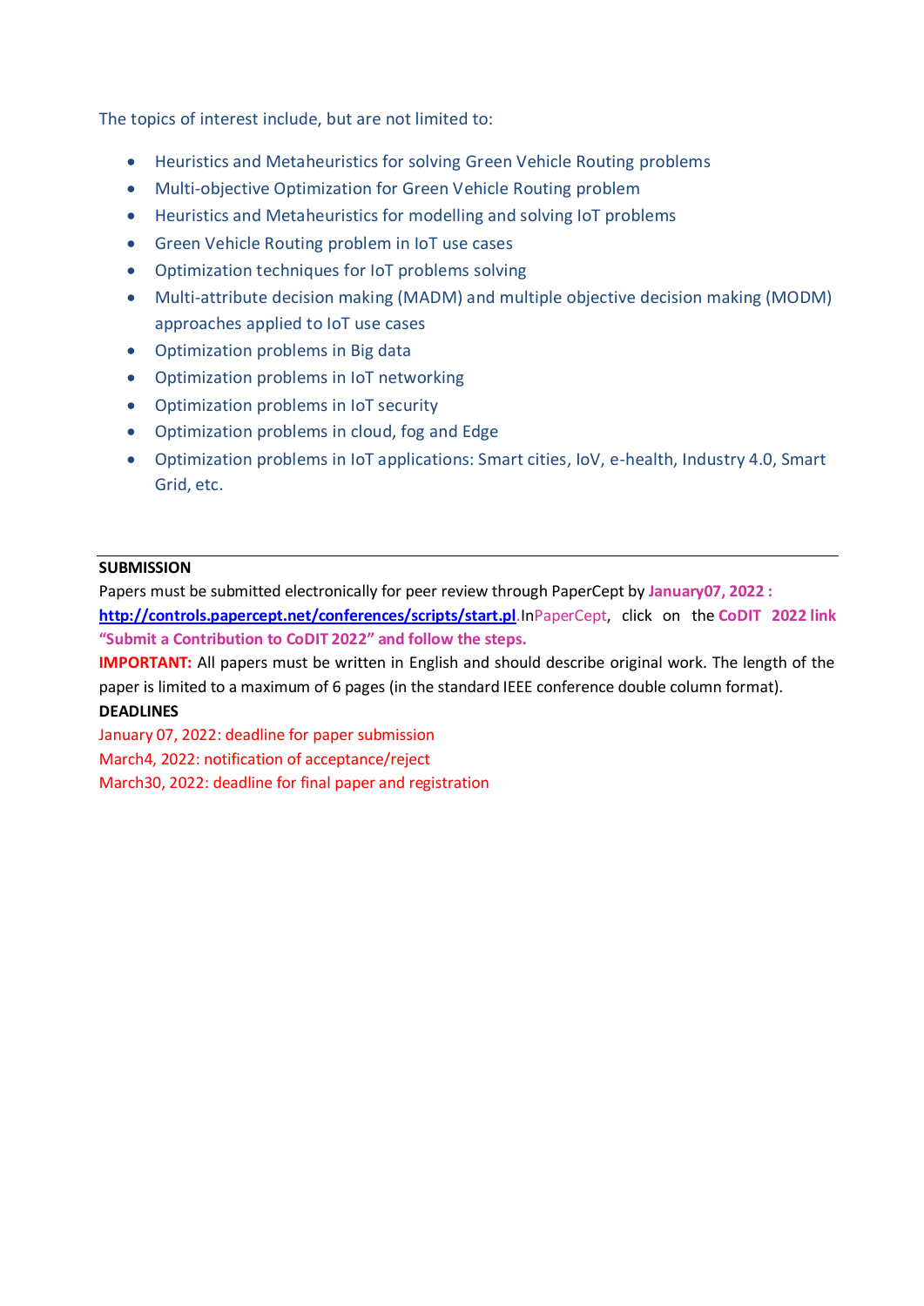The topics of interest include, but are not limited to:

- Heuristics and Metaheuristics for solving Green Vehicle Routing problems
- Multi-objective Optimization for Green Vehicle Routing problem
- Heuristics and Metaheuristics for modelling and solving IoT problems
- Green Vehicle Routing problem in IoT use cases
- Optimization techniques for IoT problems solving
- Multi-attribute decision making (MADM) and multiple objective decision making (MODM) approaches applied to IoT use cases
- Optimization problems in Big data
- Optimization problems in IoT networking
- Optimization problems in IoT security
- Optimization problems in cloud, fog and Edge
- Optimization problems in IoT applications: Smart cities, IoV, e-health, Industry 4.0, Smart Grid, etc.

---

**SUBMISSION**

Papers must be submitted electronically for peer review through PaperCept by **January07, 2022 :** **http://controls.papercept.net/conferences/scripts/start.pl**.InPaperCept, click on the **CoDIT 2022 link "Submit a Contribution to CoDIT 2022" and follow the steps.**

**IMPORTANT:** All papers must be written in English and should describe original work. The length of the paper is limited to a maximum of 6 pages (in the standard IEEE conference double column format).

**DEADLINES**

January 07, 2022: deadline for paper submission
March4, 2022: notification of acceptance/reject
March30, 2022: deadline for final paper and registration